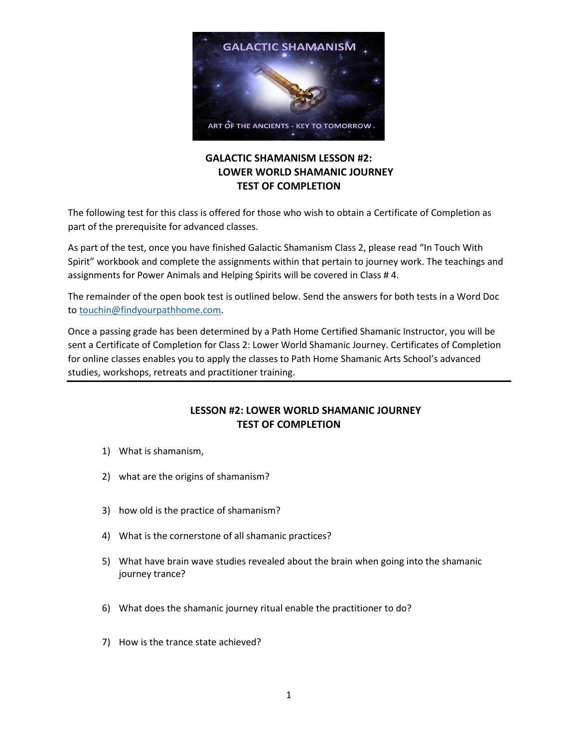# GALACTIC SHAMANISM LESSON #2:
## LOWER WORLD SHAMANIC JOURNEY
## TEST OF COMPLETION

The following test for this class is offered for those who wish to obtain a Certificate of Completion as part of the prerequisite for advanced classes.

As part of the test, once you have finished Galactic Shamanism Class 2, please read "In Touch With Spirit" workbook and complete the assignments within that pertain to journey work. The teachings and assignments for Power Animals and Helping Spirits will be covered in Class # 4.

The remainder of the open book test is outlined below. Send the answers for both tests in a Word Doc to touchin@findyourpathhome.com.

Once a passing grade has been determined by a Path Home Certified Shamanic Instructor, you will be sent a Certificate of Completion for Class 2: Lower World Shamanic Journey. Certificates of Completion for online classes enables you to apply the classes to Path Home Shamanic Arts School's advanced studies, workshops, retreats and practitioner training.

---

## LESSON #2: LOWER WORLD SHAMANIC JOURNEY
## TEST OF COMPLETION

1) What is shamanism,
2) what are the origins of shamanism?
3) how old is the practice of shamanism?
4) What is the cornerstone of all shamanic practices?
5) What have brain wave studies revealed about the brain when going into the shamanic journey trance?
6) What does the shamanic journey ritual enable the practitioner to do?
7) How is the trance state achieved?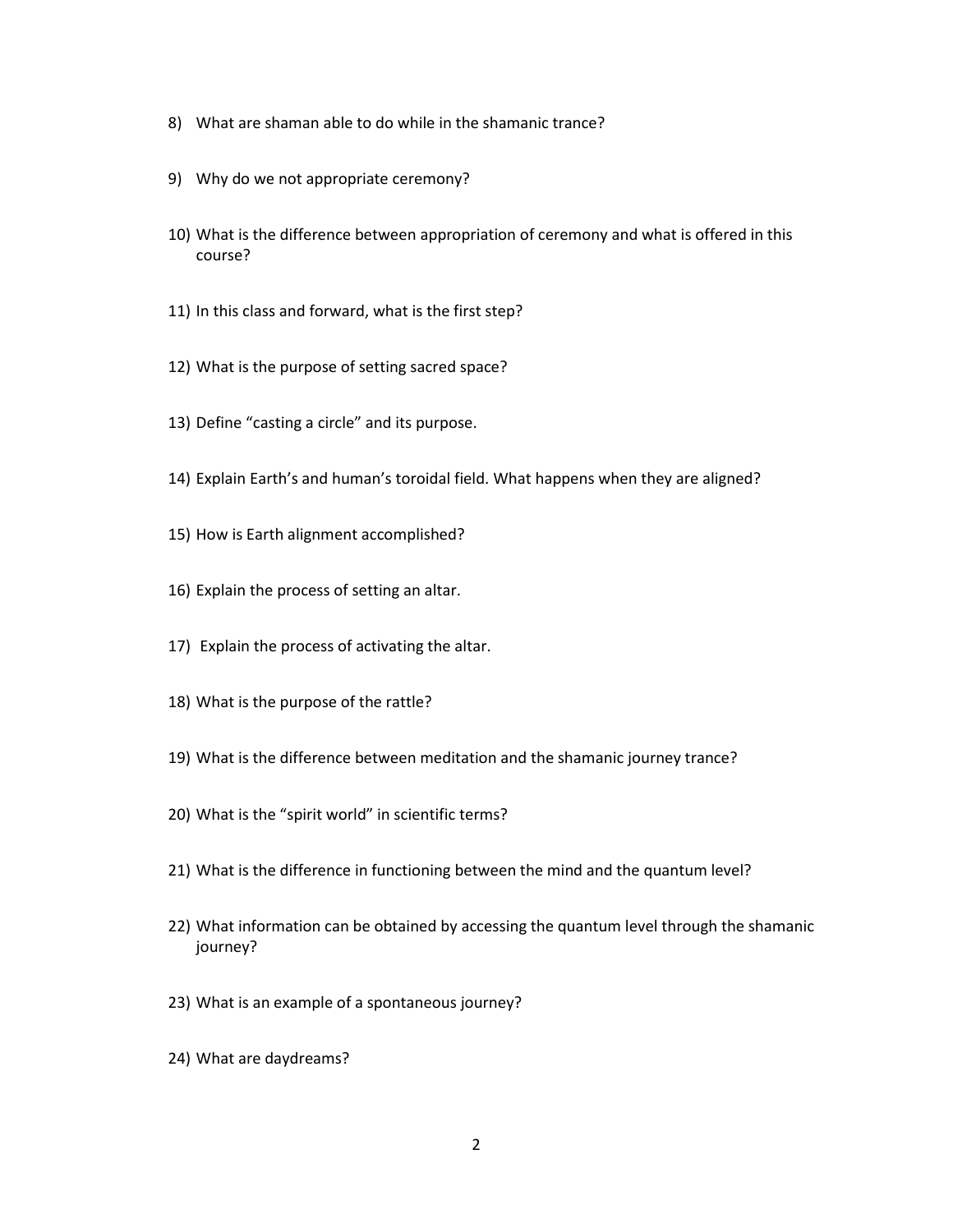8) What are shaman able to do while in the shamanic trance?

9) Why do we not appropriate ceremony?

10) What is the difference between appropriation of ceremony and what is offered in this course?

11) In this class and forward, what is the first step?

12) What is the purpose of setting sacred space?

13) Define "casting a circle" and its purpose.

14) Explain Earth's and human's toroidal field. What happens when they are aligned?

15) How is Earth alignment accomplished?

16) Explain the process of setting an altar.

17) Explain the process of activating the altar.

18) What is the purpose of the rattle?

19) What is the difference between meditation and the shamanic journey trance?

20) What is the "spirit world" in scientific terms?

21) What is the difference in functioning between the mind and the quantum level?

22) What information can be obtained by accessing the quantum level through the shamanic journey?

23) What is an example of a spontaneous journey?

24) What are daydreams?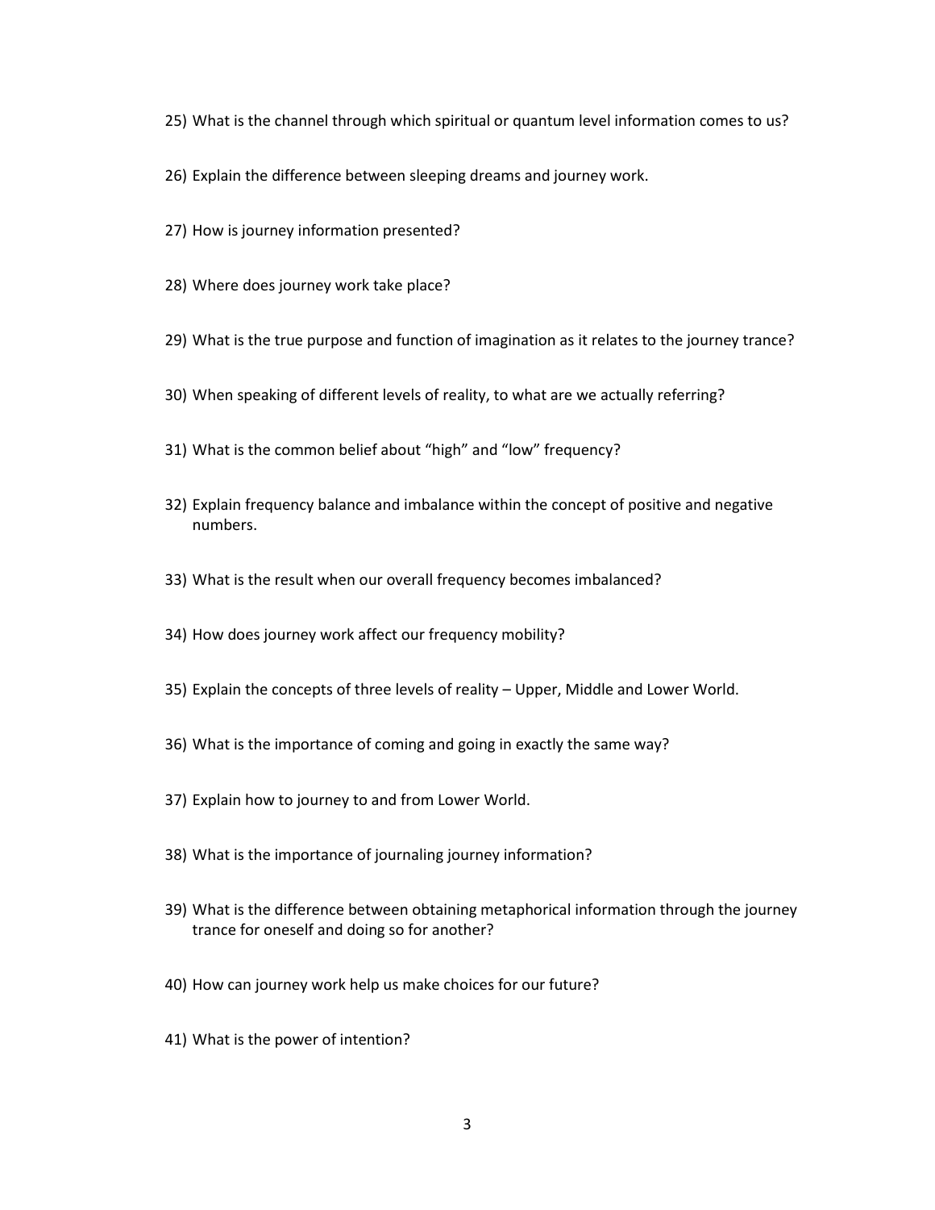25) What is the channel through which spiritual or quantum level information comes to us?

26) Explain the difference between sleeping dreams and journey work.

27) How is journey information presented?

28) Where does journey work take place?

29) What is the true purpose and function of imagination as it relates to the journey trance?

30) When speaking of different levels of reality, to what are we actually referring?

31) What is the common belief about "high" and "low" frequency?

32) Explain frequency balance and imbalance within the concept of positive and negative numbers.

33) What is the result when our overall frequency becomes imbalanced?

34) How does journey work affect our frequency mobility?

35) Explain the concepts of three levels of reality – Upper, Middle and Lower World.

36) What is the importance of coming and going in exactly the same way?

37) Explain how to journey to and from Lower World.

38) What is the importance of journaling journey information?

39) What is the difference between obtaining metaphorical information through the journey trance for oneself and doing so for another?

40) How can journey work help us make choices for our future?

41) What is the power of intention?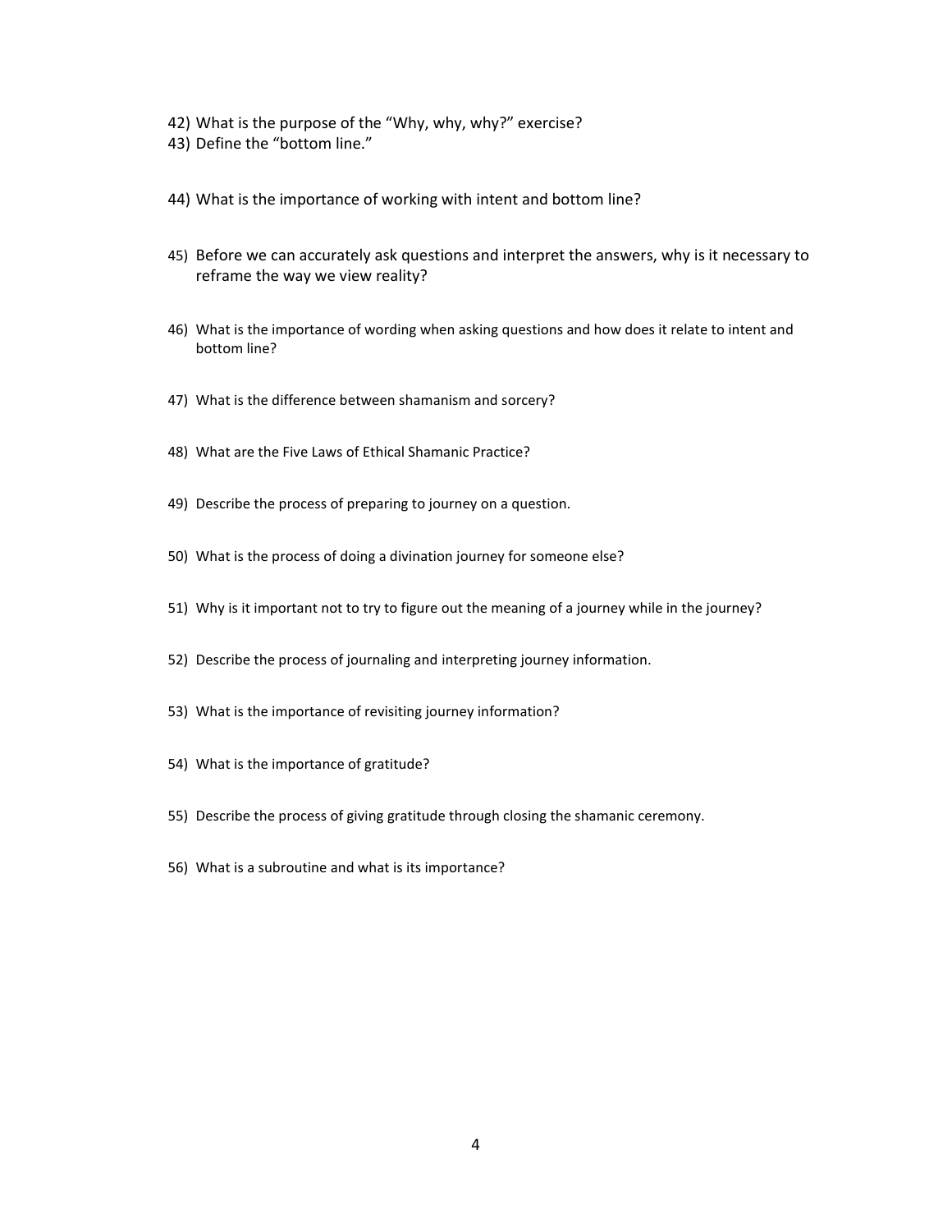42) What is the purpose of the “Why, why, why?” exercise?
43) Define the “bottom line.”

44) What is the importance of working with intent and bottom line?

45) Before we can accurately ask questions and interpret the answers, why is it necessary to reframe the way we view reality?

46) What is the importance of wording when asking questions and how does it relate to intent and bottom line?

47) What is the difference between shamanism and sorcery?

48) What are the Five Laws of Ethical Shamanic Practice?

49) Describe the process of preparing to journey on a question.

50) What is the process of doing a divination journey for someone else?

51) Why is it important not to try to figure out the meaning of a journey while in the journey?

52) Describe the process of journaling and interpreting journey information.

53) What is the importance of revisiting journey information?

54) What is the importance of gratitude?

55) Describe the process of giving gratitude through closing the shamanic ceremony.

56) What is a subroutine and what is its importance?